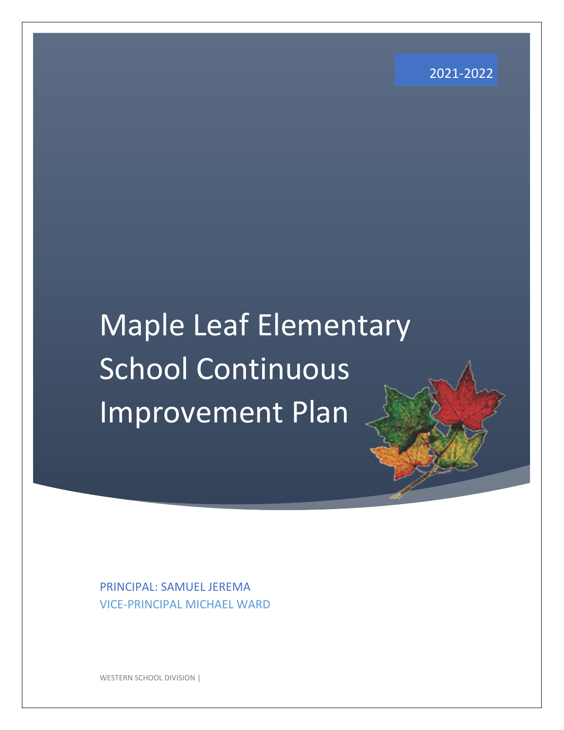2021-2022

# Maple Leaf Elementary School Continuous Improvement Plan

PRINCIPAL: SAMUEL JEREMA

VICE-PRINCIPAL MICHAEL WARD

WESTERN SCHOOL DIVISION |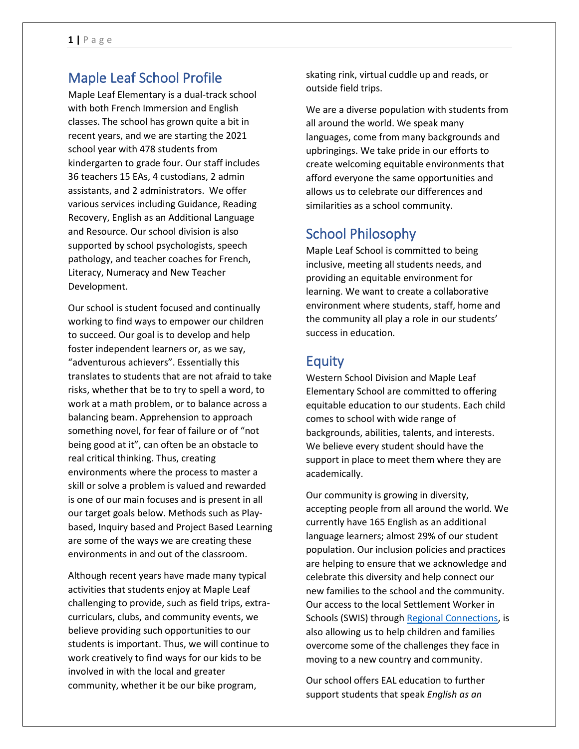## Maple Leaf School Profile

Maple Leaf Elementary is a dual-track school with both French Immersion and English classes. The school has grown quite a bit in recent years, and we are starting the 2021 school year with 478 students from kindergarten to grade four. Our staff includes 36 teachers 15 EAs, 4 custodians, 2 admin assistants, and 2 administrators. We offer various services including Guidance, Reading Recovery, English as an Additional Language and Resource. Our school division is also supported by school psychologists, speech pathology, and teacher coaches for French, Literacy, Numeracy and New Teacher Development.

Our school is student focused and continually working to find ways to empower our children to succeed. Our goal is to develop and help foster independent learners or, as we say, "adventurous achievers". Essentially this translates to students that are not afraid to take risks, whether that be to try to spell a word, to work at a math problem, or to balance across a balancing beam. Apprehension to approach something novel, for fear of failure or of "not being good at it", can often be an obstacle to real critical thinking. Thus, creating environments where the process to master a skill or solve a problem is valued and rewarded is one of our main focuses and is present in all our target goals below. Methods such as Play-based, Inquiry based and Project Based Learning are some of the ways we are creating these environments in and out of the classroom.

Although recent years have made many typical activities that students enjoy at Maple Leaf challenging to provide, such as field trips, extra-curriculars, clubs, and community events, we believe providing such opportunities to our students is important. Thus, we will continue to work creatively to find ways for our kids to be involved in with the local and greater community, whether it be our bike program, skating rink, virtual cuddle up and reads, or outside field trips.

We are a diverse population with students from all around the world. We speak many languages, come from many backgrounds and upbringings. We take pride in our efforts to create welcoming equitable environments that afford everyone the same opportunities and allows us to celebrate our differences and similarities as a school community.

## School Philosophy

Maple Leaf School is committed to being inclusive, meeting all students needs, and providing an equitable environment for learning. We want to create a collaborative environment where students, staff, home and the community all play a role in our students' success in education.

## Equity

Western School Division and Maple Leaf Elementary School are committed to offering equitable education to our students. Each child comes to school with wide range of backgrounds, abilities, talents, and interests. We believe every student should have the support in place to meet them where they are academically.

Our community is growing in diversity, accepting people from all around the world. We currently have 165 English as an additional language learners; almost 29% of our student population. Our inclusion policies and practices are helping to ensure that we acknowledge and celebrate this diversity and help connect our new families to the school and the community. Our access to the local Settlement Worker in Schools (SWIS) through Regional Connections, is also allowing us to help children and families overcome some of the challenges they face in moving to a new country and community.

Our school offers EAL education to further support students that speak *English as an*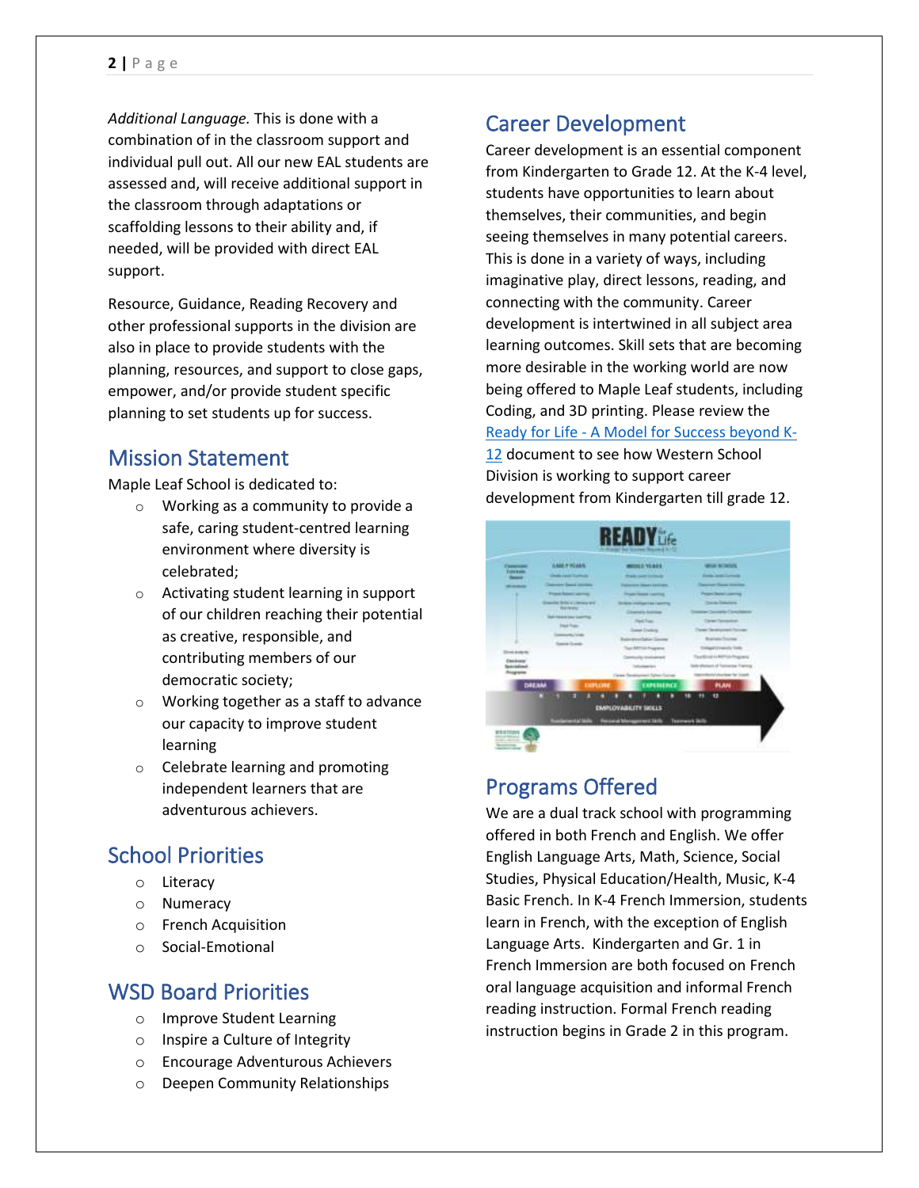*Additional Language.* This is done with a combination of in the classroom support and individual pull out. All our new EAL students are assessed and, will receive additional support in the classroom through adaptations or scaffolding lessons to their ability and, if needed, will be provided with direct EAL support.

Resource, Guidance, Reading Recovery and other professional supports in the division are also in place to provide students with the planning, resources, and support to close gaps, empower, and/or provide student specific planning to set students up for success.

## Mission Statement

Maple Leaf School is dedicated to:

- Working as a community to provide a safe, caring student-centred learning environment where diversity is celebrated;
- Activating student learning in support of our children reaching their potential as creative, responsible, and contributing members of our democratic society;
- Working together as a staff to advance our capacity to improve student learning
- Celebrate learning and promoting independent learners that are adventurous achievers.

## School Priorities

- Literacy
- Numeracy
- French Acquisition
- Social-Emotional

## WSD Board Priorities

- Improve Student Learning
- Inspire a Culture of Integrity
- Encourage Adventurous Achievers
- Deepen Community Relationships

## Career Development

Career development is an essential component from Kindergarten to Grade 12. At the K-4 level, students have opportunities to learn about themselves, their communities, and begin seeing themselves in many potential careers. This is done in a variety of ways, including imaginative play, direct lessons, reading, and connecting with the community. Career development is intertwined in all subject area learning outcomes. Skill sets that are becoming more desirable in the working world are now being offered to Maple Leaf students, including Coding, and 3D printing. Please review the [Ready for Life - A Model for Success beyond K-12]() document to see how Western School Division is working to support career development from Kindergarten till grade 12.

## Programs Offered

We are a dual track school with programming offered in both French and English. We offer English Language Arts, Math, Science, Social Studies, Physical Education/Health, Music, K-4 Basic French. In K-4 French Immersion, students learn in French, with the exception of English Language Arts. Kindergarten and Gr. 1 in French Immersion are both focused on French oral language acquisition and informal French reading instruction. Formal French reading instruction begins in Grade 2 in this program.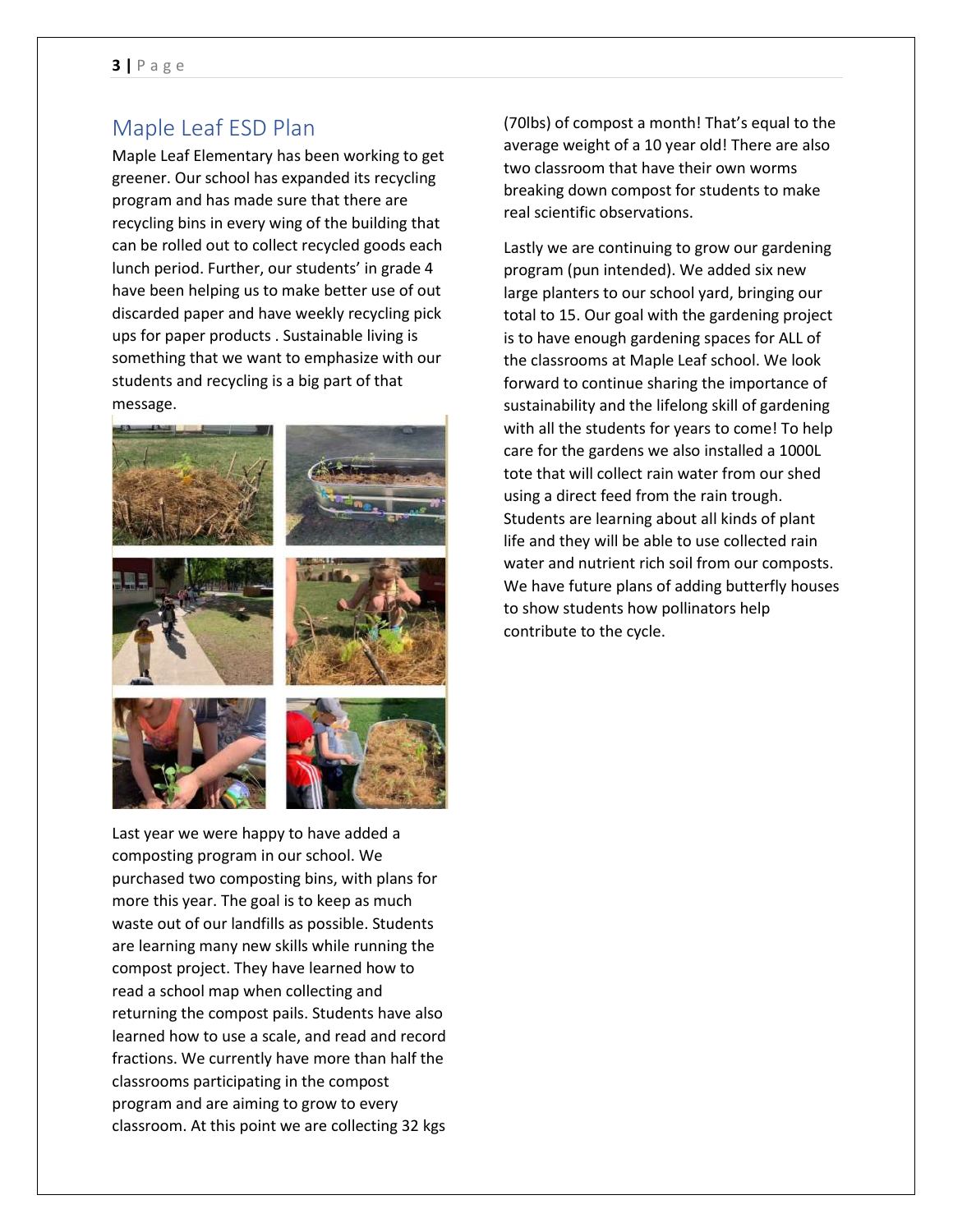## Maple Leaf ESD Plan

Maple Leaf Elementary has been working to get greener. Our school has expanded its recycling program and has made sure that there are recycling bins in every wing of the building that can be rolled out to collect recycled goods each lunch period. Further, our students' in grade 4 have been helping us to make better use of out discarded paper and have weekly recycling pick ups for paper products . Sustainable living is something that we want to emphasize with our students and recycling is a big part of that message.

Last year we were happy to have added a composting program in our school. We purchased two composting bins, with plans for more this year. The goal is to keep as much waste out of our landfills as possible. Students are learning many new skills while running the compost project. They have learned how to read a school map when collecting and returning the compost pails. Students have also learned how to use a scale, and read and record fractions. We currently have more than half the classrooms participating in the compost program and are aiming to grow to every classroom. At this point we are collecting 32 kgs (70lbs) of compost a month! That's equal to the average weight of a 10 year old! There are also two classroom that have their own worms breaking down compost for students to make real scientific observations.

Lastly we are continuing to grow our gardening program (pun intended). We added six new large planters to our school yard, bringing our total to 15. Our goal with the gardening project is to have enough gardening spaces for ALL of the classrooms at Maple Leaf school. We look forward to continue sharing the importance of sustainability and the lifelong skill of gardening with all the students for years to come! To help care for the gardens we also installed a 1000L tote that will collect rain water from our shed using a direct feed from the rain trough. Students are learning about all kinds of plant life and they will be able to use collected rain water and nutrient rich soil from our composts. We have future plans of adding butterfly houses to show students how pollinators help contribute to the cycle.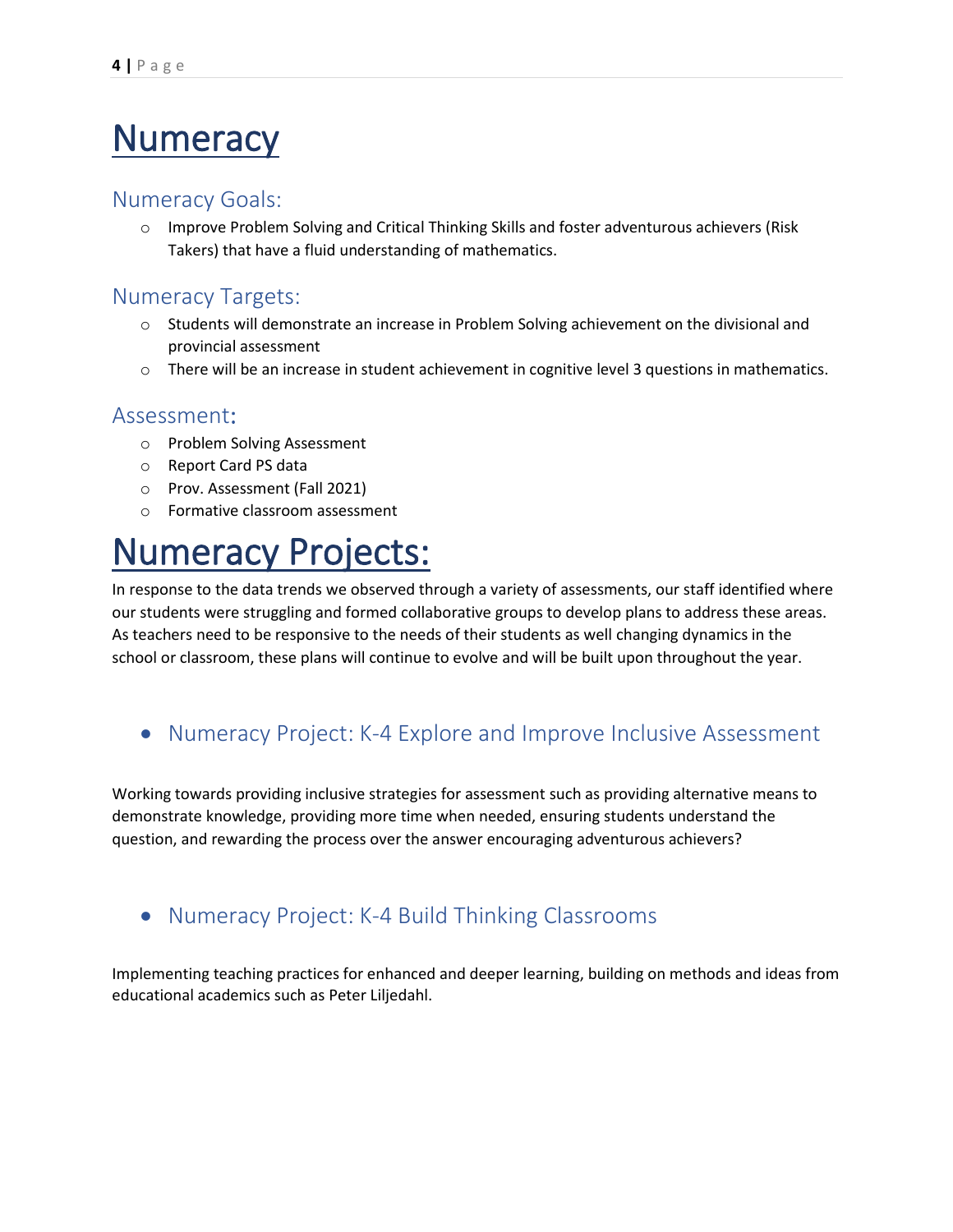# Numeracy

## Numeracy Goals:

- Improve Problem Solving and Critical Thinking Skills and foster adventurous achievers (Risk Takers) that have a fluid understanding of mathematics.

## Numeracy Targets:

- Students will demonstrate an increase in Problem Solving achievement on the divisional and provincial assessment
- There will be an increase in student achievement in cognitive level 3 questions in mathematics.

## Assessment:

- Problem Solving Assessment
- Report Card PS data
- Prov. Assessment (Fall 2021)
- Formative classroom assessment

# Numeracy Projects:

In response to the data trends we observed through a variety of assessments, our staff identified where our students were struggling and formed collaborative groups to develop plans to address these areas. As teachers need to be responsive to the needs of their students as well changing dynamics in the school or classroom, these plans will continue to evolve and will be built upon throughout the year.

- ### Numeracy Project: K-4 Explore and Improve Inclusive Assessment

Working towards providing inclusive strategies for assessment such as providing alternative means to demonstrate knowledge, providing more time when needed, ensuring students understand the question, and rewarding the process over the answer encouraging adventurous achievers?

- ### Numeracy Project: K-4 Build Thinking Classrooms

Implementing teaching practices for enhanced and deeper learning, building on methods and ideas from educational academics such as Peter Liljedahl.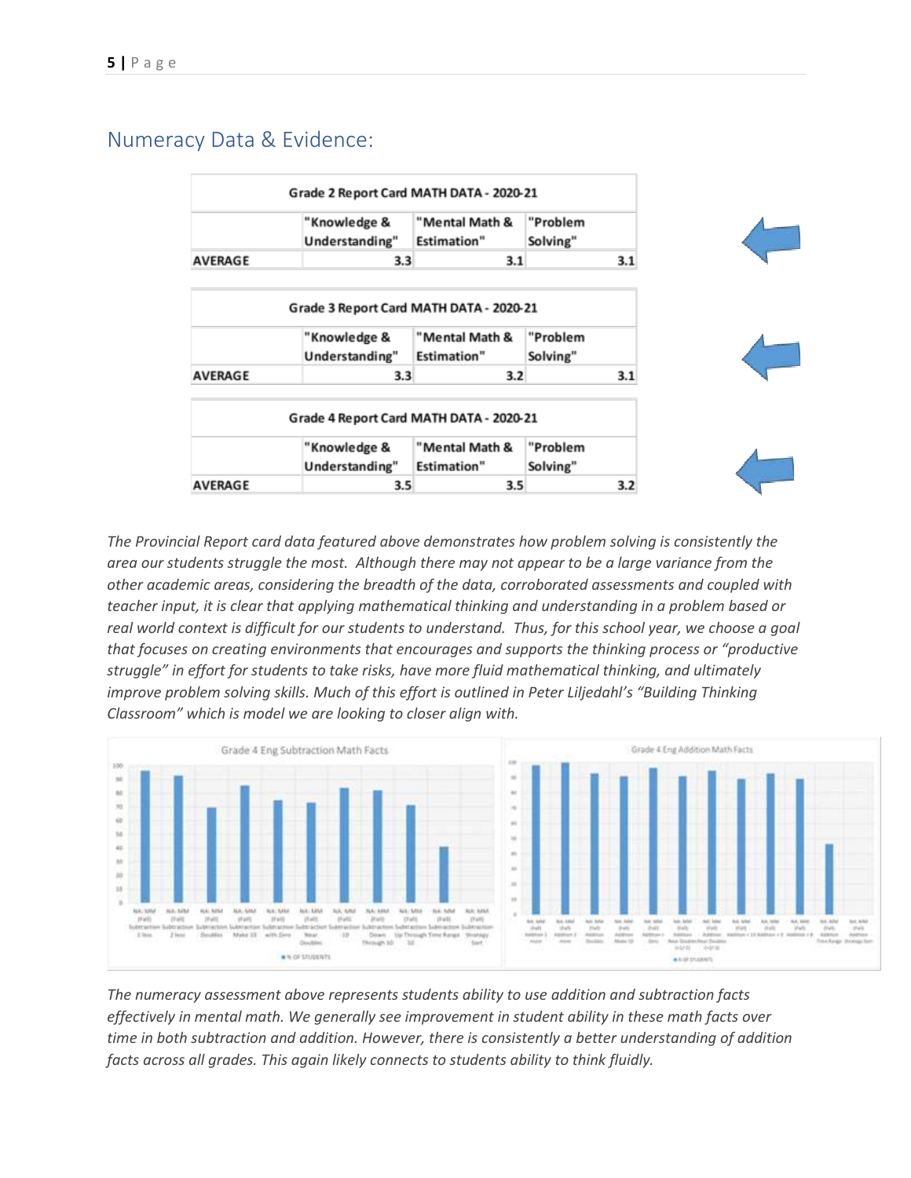## Numeracy Data & Evidence:

| Grade 2 Report Card MATH DATA - 2020-21 | | | |
|---|---|---|---|
| | "Knowledge & Understanding" | "Mental Math & Estimation" | "Problem Solving" |
| AVERAGE | 3.3 | 3.1 | 3.1 |

| Grade 3 Report Card MATH DATA - 2020-21 | | | |
|---|---|---|---|
| | "Knowledge & Understanding" | "Mental Math & Estimation" | "Problem Solving" |
| AVERAGE | 3.3 | 3.2 | 3.1 |

| Grade 4 Report Card MATH DATA - 2020-21 | | | |
|---|---|---|---|
| | "Knowledge & Understanding" | "Mental Math & Estimation" | "Problem Solving" |
| AVERAGE | 3.5 | 3.5 | 3.2 |

*The Provincial Report card data featured above demonstrates how problem solving is consistently the area our students struggle the most. Although there may not appear to be a large variance from the other academic areas, considering the breadth of the data, corroborated assessments and coupled with teacher input, it is clear that applying mathematical thinking and understanding in a problem based or real world context is difficult for our students to understand. Thus, for this school year, we choose a goal that focuses on creating environments that encourages and supports the thinking process or "productive struggle" in effort for students to take risks, have more fluid mathematical thinking, and ultimately improve problem solving skills. Much of this effort is outlined in Peter Liljedahl's "Building Thinking Classroom" which is model we are looking to closer align with.*

*The numeracy assessment above represents students ability to use addition and subtraction facts effectively in mental math. We generally see improvement in student ability in these math facts over time in both subtraction and addition. However, there is consistently a better understanding of addition facts across all grades. This again likely connects to students ability to think fluidly.*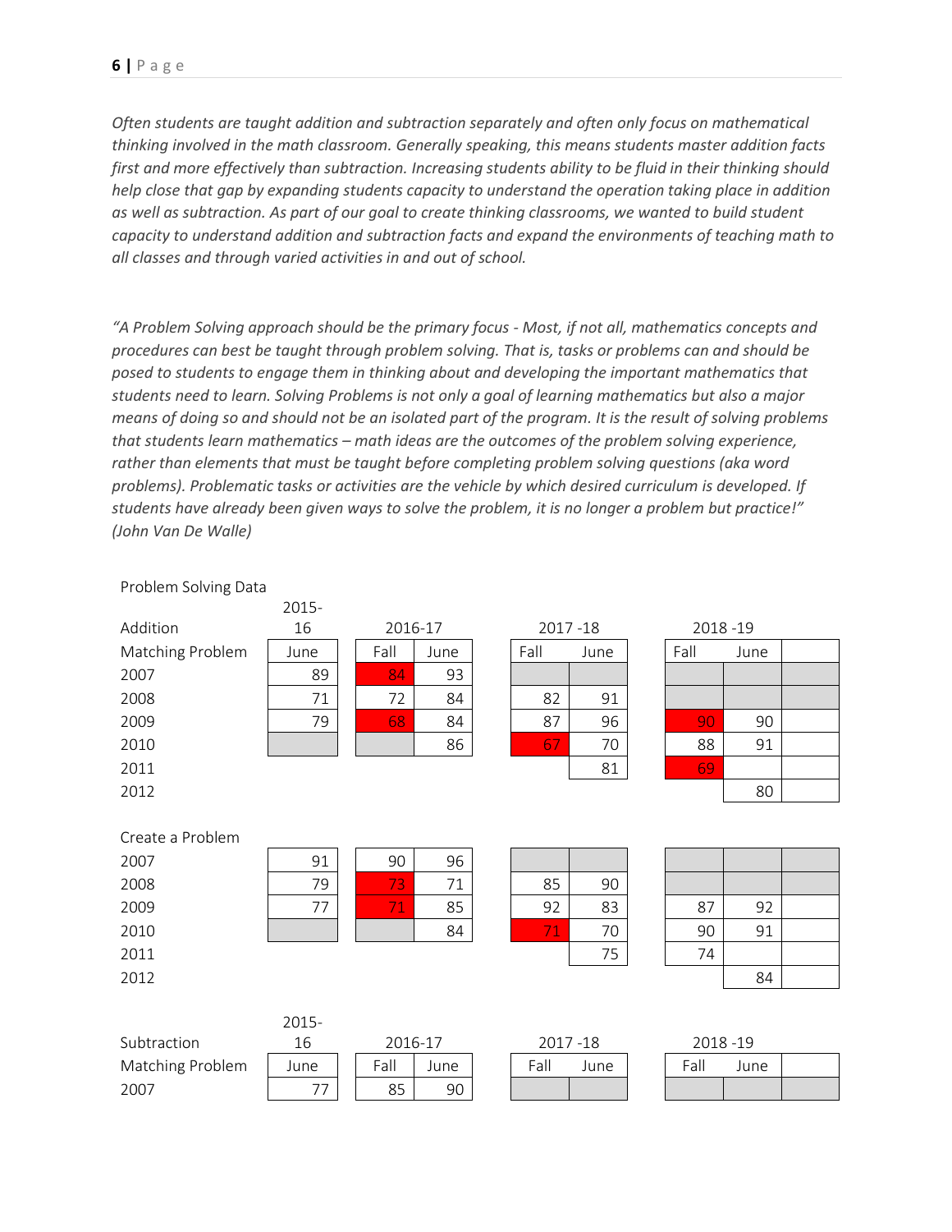*Often students are taught addition and subtraction separately and often only focus on mathematical thinking involved in the math classroom. Generally speaking, this means students master addition facts first and more effectively than subtraction. Increasing students ability to be fluid in their thinking should help close that gap by expanding students capacity to understand the operation taking place in addition as well as subtraction. As part of our goal to create thinking classrooms, we wanted to build student capacity to understand addition and subtraction facts and expand the environments of teaching math to all classes and through varied activities in and out of school.*

*"A Problem Solving approach should be the primary focus - Most, if not all, mathematics concepts and procedures can best be taught through problem solving. That is, tasks or problems can and should be posed to students to engage them in thinking about and developing the important mathematics that students need to learn. Solving Problems is not only a goal of learning mathematics but also a major means of doing so and should not be an isolated part of the program. It is the result of solving problems that students learn mathematics – math ideas are the outcomes of the problem solving experience, rather than elements that must be taught before completing problem solving questions (aka word problems). Problematic tasks or activities are the vehicle by which desired curriculum is developed. If students have already been given ways to solve the problem, it is no longer a problem but practice!" (John Van De Walle)*

Problem Solving Data

| Addition | 2015-16 | 2016-17 | | 2017 -18 | | 2018 -19 | | |
|---|---|---|---|---|---|---|---|---|
| Matching Problem | June | Fall | June | Fall | June | Fall | June | |
| 2007 | 89 | 84 | 93 | | | | | |
| 2008 | 71 | 72 | 84 | 82 | 91 | | | |
| 2009 | 79 | 68 | 84 | 87 | 96 | 90 | 90 | |
| 2010 | | | 86 | 67 | 70 | 88 | 91 | |
| 2011 | | | | | 81 | 69 | | |
| 2012 | | | | | | | 80 | |
| **Create a Problem** | | | | | | | | |
| 2007 | 91 | 90 | 96 | | | | | |
| 2008 | 79 | 73 | 71 | 85 | 90 | | | |
| 2009 | 77 | 71 | 85 | 92 | 83 | 87 | 92 | |
| 2010 | | | 84 | 71 | 70 | 90 | 91 | |
| 2011 | | | | | 75 | 74 | | |
| 2012 | | | | | | | 84 | |

| Subtraction | 2015-16 | 2016-17 | | 2017 -18 | | 2018 -19 | | |
|---|---|---|---|---|---|---|---|---|
| Matching Problem | June | Fall | June | Fall | June | Fall | June | |
| 2007 | 77 | 85 | 90 | | | | | |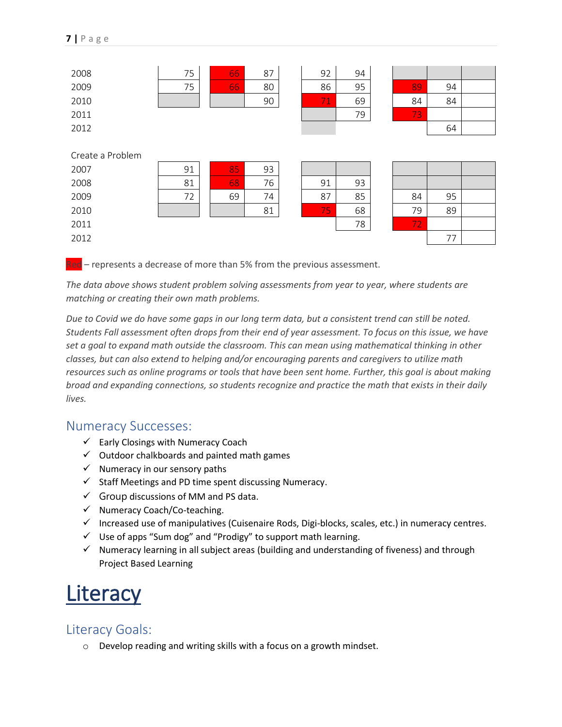| | | | | | | | | |
|---|---|---|---|---|---|---|---|---|
| 2008 | 75 | 66 | 87 | 92 | 94 | | | |
| 2009 | 75 | 66 | 80 | 86 | 95 | 89 | 94 | |
| 2010 | | | 90 | 71 | 69 | 84 | 84 | |
| 2011 | | | | | 79 | 73 | | |
| 2012 | | | | | | | 64 | |

| Create a Problem | | | | | | | | |
|---|---|---|---|---|---|---|---|---|
| 2007 | 91 | 85 | 93 | | | | | |
| 2008 | 81 | 68 | 76 | 91 | 93 | | | |
| 2009 | 72 | 69 | 74 | 87 | 85 | 84 | 95 | |
| 2010 | | | 81 | 75 | 68 | 79 | 89 | |
| 2011 | | | | | 78 | 72 | | |
| 2012 | | | | | | | 77 | |

Red – represents a decrease of more than 5% from the previous assessment.

*The data above shows student problem solving assessments from year to year, where students are matching or creating their own math problems.*

*Due to Covid we do have some gaps in our long term data, but a consistent trend can still be noted. Students Fall assessment often drops from their end of year assessment. To focus on this issue, we have set a goal to expand math outside the classroom. This can mean using mathematical thinking in other classes, but can also extend to helping and/or encouraging parents and caregivers to utilize math resources such as online programs or tools that have been sent home. Further, this goal is about making broad and expanding connections, so students recognize and practice the math that exists in their daily lives.*

## Numeracy Successes:

- ✓ Early Closings with Numeracy Coach
- ✓ Outdoor chalkboards and painted math games
- ✓ Numeracy in our sensory paths
- ✓ Staff Meetings and PD time spent discussing Numeracy.
- ✓ Group discussions of MM and PS data.
- ✓ Numeracy Coach/Co-teaching.
- ✓ Increased use of manipulatives (Cuisenaire Rods, Digi-blocks, scales, etc.) in numeracy centres.
- ✓ Use of apps "Sum dog" and "Prodigy" to support math learning.
- ✓ Numeracy learning in all subject areas (building and understanding of fiveness) and through Project Based Learning

# Literacy

## Literacy Goals:

- Develop reading and writing skills with a focus on a growth mindset.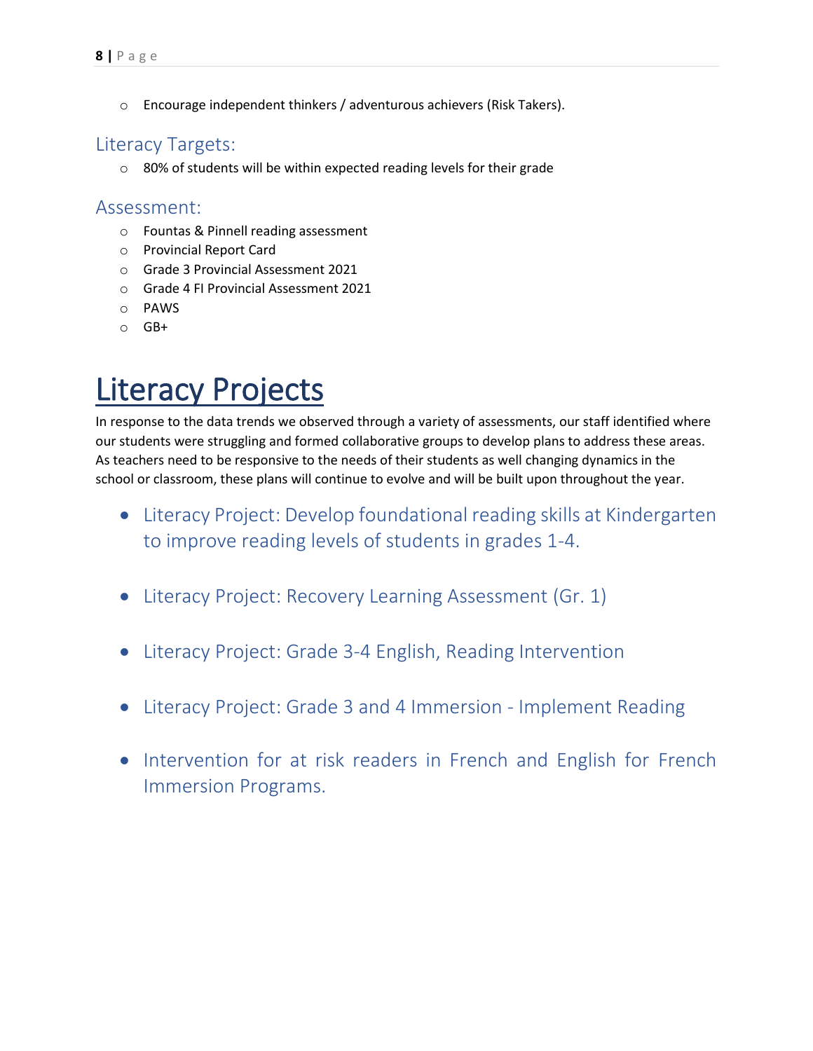- Encourage independent thinkers / adventurous achievers (Risk Takers).

## Literacy Targets:

- 80% of students will be within expected reading levels for their grade

## Assessment:

- Fountas & Pinnell reading assessment
- Provincial Report Card
- Grade 3 Provincial Assessment 2021
- Grade 4 FI Provincial Assessment 2021
- PAWS
- GB+

# Literacy Projects

In response to the data trends we observed through a variety of assessments, our staff identified where our students were struggling and formed collaborative groups to develop plans to address these areas. As teachers need to be responsive to the needs of their students as well changing dynamics in the school or classroom, these plans will continue to evolve and will be built upon throughout the year.

- Literacy Project: Develop foundational reading skills at Kindergarten to improve reading levels of students in grades 1-4.
- Literacy Project: Recovery Learning Assessment (Gr. 1)
- Literacy Project: Grade 3-4 English, Reading Intervention
- Literacy Project: Grade 3 and 4 Immersion - Implement Reading
- Intervention for at risk readers in French and English for French Immersion Programs.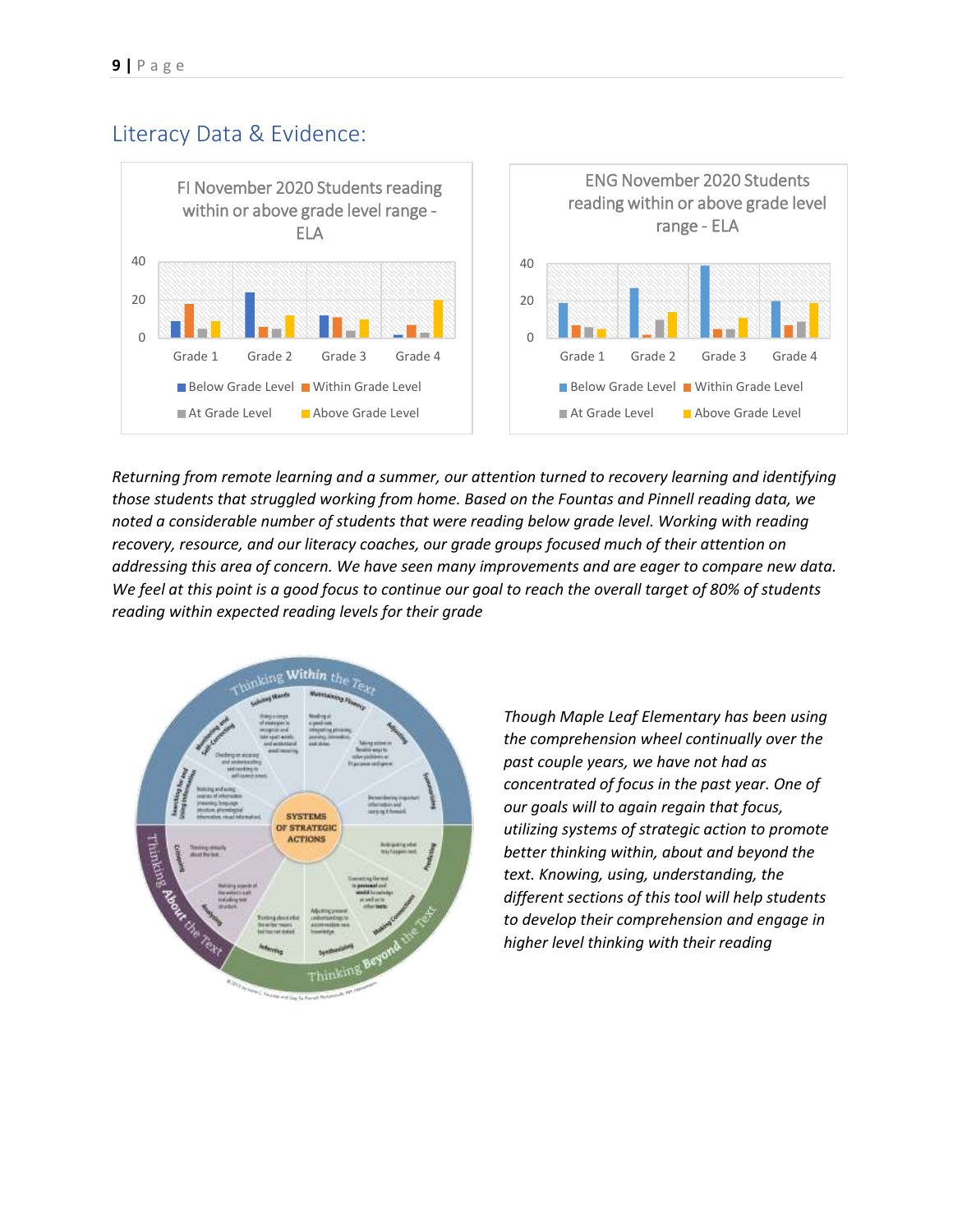## Literacy Data & Evidence:

FI November 2020 Students reading within or above grade level range - ELA

ENG November 2020 Students reading within or above grade level range - ELA

*Returning from remote learning and a summer, our attention turned to recovery learning and identifying those students that struggled working from home. Based on the Fountas and Pinnell reading data, we noted a considerable number of students that were reading below grade level. Working with reading recovery, resource, and our literacy coaches, our grade groups focused much of their attention on addressing this area of concern. We have seen many improvements and are eager to compare new data. We feel at this point is a good focus to continue our goal to reach the overall target of 80% of students reading within expected reading levels for their grade*

*Though Maple Leaf Elementary has been using the comprehension wheel continually over the past couple years, we have not had as concentrated of focus in the past year. One of our goals will to again regain that focus, utilizing systems of strategic action to promote better thinking within, about and beyond the text. Knowing, using, understanding, the different sections of this tool will help students to develop their comprehension and engage in higher level thinking with their reading*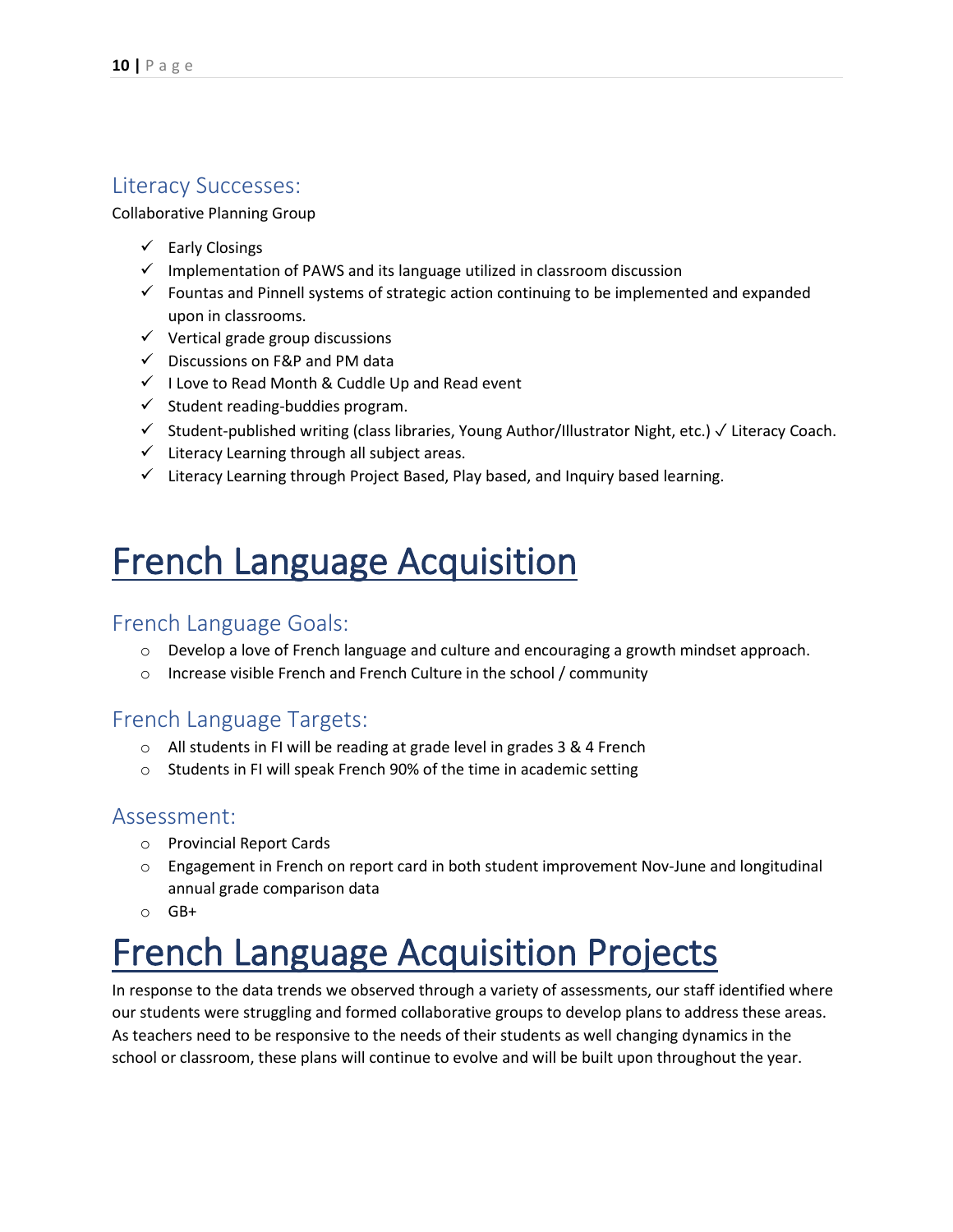### Literacy Successes:

Collaborative Planning Group

- ✓ Early Closings
- ✓ Implementation of PAWS and its language utilized in classroom discussion
- ✓ Fountas and Pinnell systems of strategic action continuing to be implemented and expanded upon in classrooms.
- ✓ Vertical grade group discussions
- ✓ Discussions on F&P and PM data
- ✓ I Love to Read Month & Cuddle Up and Read event
- ✓ Student reading-buddies program.
- ✓ Student-published writing (class libraries, Young Author/Illustrator Night, etc.) ✓ Literacy Coach.
- ✓ Literacy Learning through all subject areas.
- ✓ Literacy Learning through Project Based, Play based, and Inquiry based learning.

# French Language Acquisition

### French Language Goals:

- Develop a love of French language and culture and encouraging a growth mindset approach.
- Increase visible French and French Culture in the school / community

### French Language Targets:

- All students in FI will be reading at grade level in grades 3 & 4 French
- Students in FI will speak French 90% of the time in academic setting

### Assessment:

- Provincial Report Cards
- Engagement in French on report card in both student improvement Nov-June and longitudinal annual grade comparison data
- GB+

# French Language Acquisition Projects

In response to the data trends we observed through a variety of assessments, our staff identified where our students were struggling and formed collaborative groups to develop plans to address these areas. As teachers need to be responsive to the needs of their students as well changing dynamics in the school or classroom, these plans will continue to evolve and will be built upon throughout the year.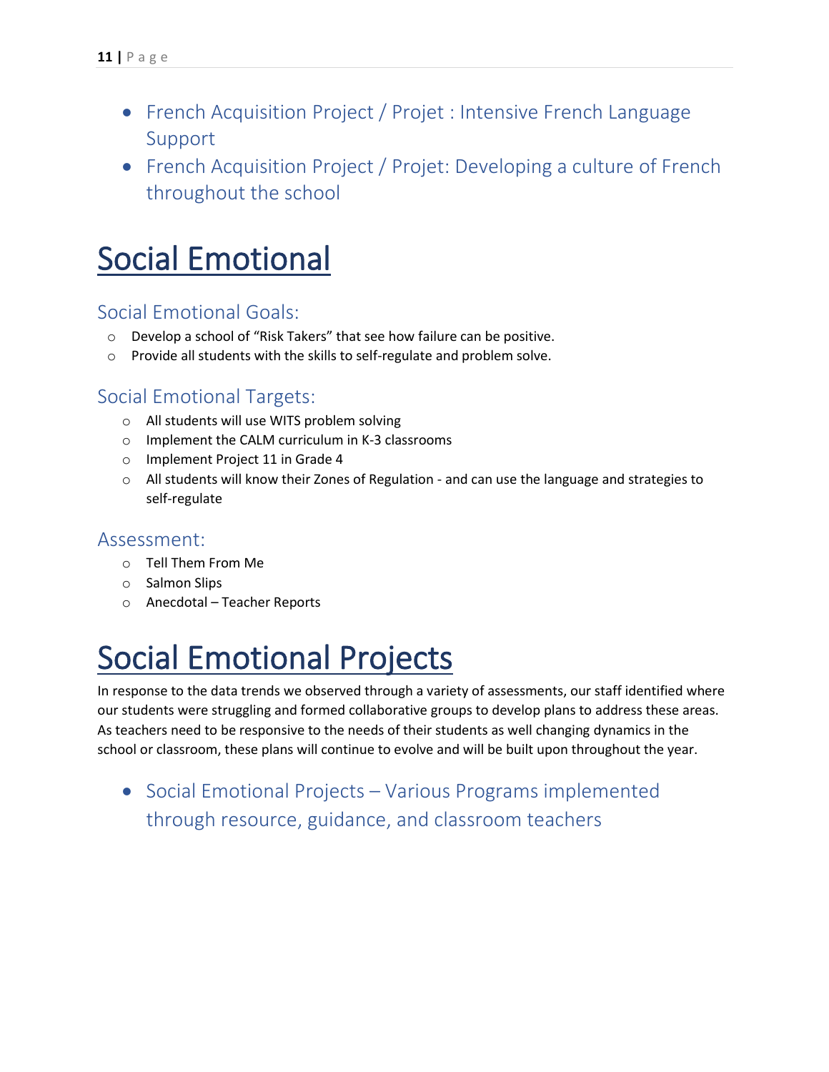- French Acquisition Project / Projet : Intensive French Language Support
- French Acquisition Project / Projet: Developing a culture of French throughout the school

# Social Emotional

## Social Emotional Goals:

- Develop a school of "Risk Takers" that see how failure can be positive.
- Provide all students with the skills to self-regulate and problem solve.

## Social Emotional Targets:

- All students will use WITS problem solving
- Implement the CALM curriculum in K-3 classrooms
- Implement Project 11 in Grade 4
- All students will know their Zones of Regulation - and can use the language and strategies to self-regulate

## Assessment:

- Tell Them From Me
- Salmon Slips
- Anecdotal – Teacher Reports

# Social Emotional Projects

In response to the data trends we observed through a variety of assessments, our staff identified where our students were struggling and formed collaborative groups to develop plans to address these areas. As teachers need to be responsive to the needs of their students as well changing dynamics in the school or classroom, these plans will continue to evolve and will be built upon throughout the year.

- Social Emotional Projects – Various Programs implemented through resource, guidance, and classroom teachers